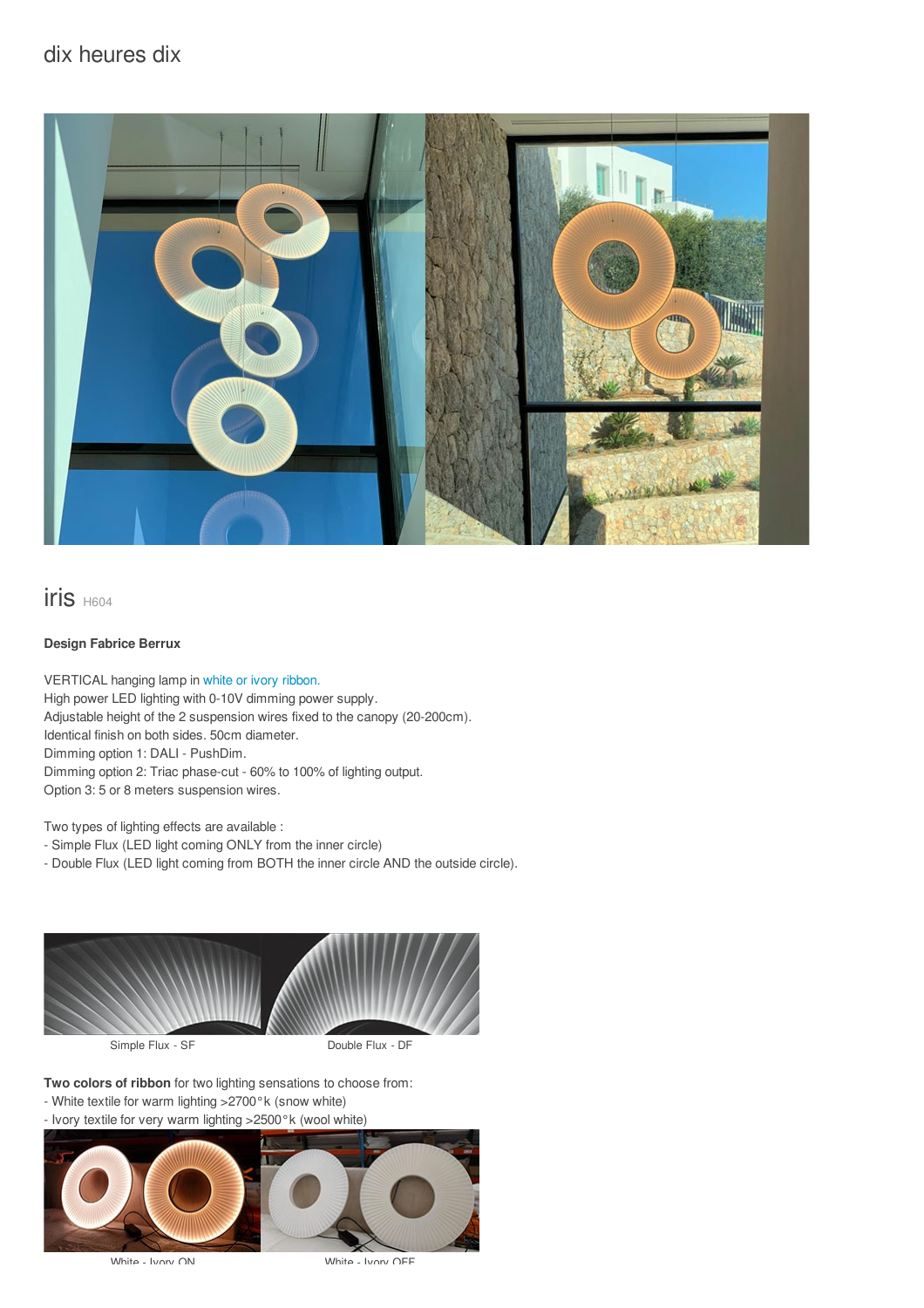# dix heures dix

## iris H604

**Design Fabrice Berrux**

VERTICAL hanging lamp in white or ivory ribbon.
High power LED lighting with 0-10V dimming power supply.
Adjustable height of the 2 suspension wires fixed to the canopy (20-200cm).
Identical finish on both sides. 50cm diameter.
Dimming option 1: DALI - PushDim.
Dimming option 2: Triac phase-cut - 60% to 100% of lighting output.
Option 3: 5 or 8 meters suspension wires.

Two types of lighting effects are available :
- Simple Flux (LED light coming ONLY from the inner circle)
- Double Flux (LED light coming from BOTH the inner circle AND the outside circle).

Simple Flux - SF

Double Flux - DF

**Two colors of ribbon** for two lighting sensations to choose from:
- White textile for warm lighting >2700°k (snow white)
- Ivory textile for very warm lighting >2500°k (wool white)

White - Ivory ON

White - Ivory OFF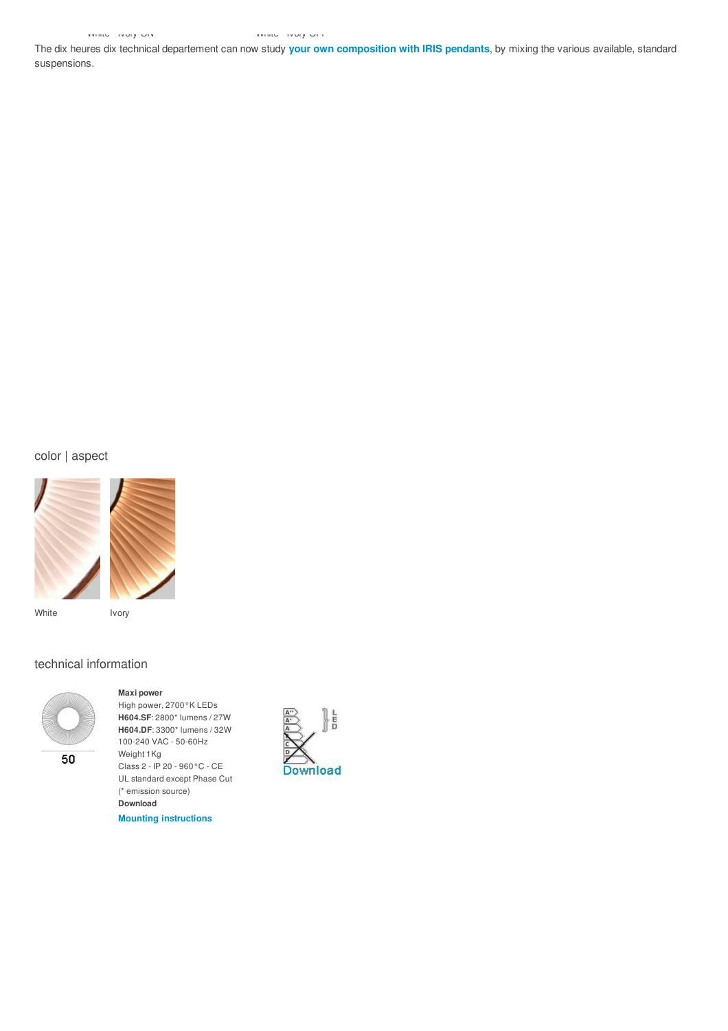The dix heures dix technical departement can now study **your own composition with IRIS pendants**, by mixing the various available, standard suspensions.

## color | aspect

White

Ivory

## technical information

50

**Maxi power**
High power, 2700°K LEDs
**H604.SF**: 2800* lumens / 27W
**H604.DF**: 3300* lumens / 32W
100-240 VAC - 50-60Hz
Weight 1Kg
Class 2 - IP 20 - 960°C - CE
UL standard except Phase Cut
(* emission source)
**Download**

**Mounting instructions**

Download